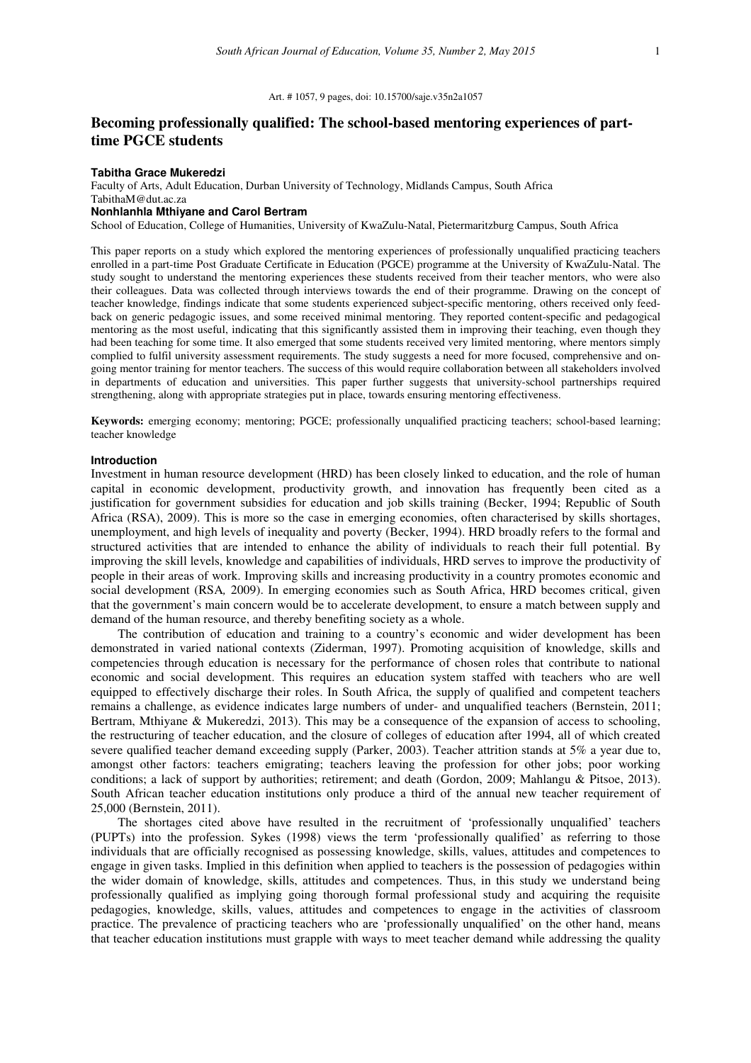Art. # 1057, 9 pages, doi: 10.15700/saje.v35n2a1057

# Becoming professionally qualified: The school-based mentoring experiences of part-time PGCE students

**Tabitha Grace Mukeredzi**

Faculty of Arts, Adult Education, Durban University of Technology, Midlands Campus, South Africa

TabithaM@dut.ac.za

**Nonhlanhla Mthiyane and Carol Bertram**

School of Education, College of Humanities, University of KwaZulu-Natal, Pietermaritzburg Campus, South Africa

This paper reports on a study which explored the mentoring experiences of professionally unqualified practicing teachers enrolled in a part-time Post Graduate Certificate in Education (PGCE) programme at the University of KwaZulu-Natal. The study sought to understand the mentoring experiences these students received from their teacher mentors, who were also their colleagues. Data was collected through interviews towards the end of their programme. Drawing on the concept of teacher knowledge, findings indicate that some students experienced subject-specific mentoring, others received only feed-back on generic pedagogic issues, and some received minimal mentoring. They reported content-specific and pedagogical mentoring as the most useful, indicating that this significantly assisted them in improving their teaching, even though they had been teaching for some time. It also emerged that some students received very limited mentoring, where mentors simply complied to fulfil university assessment requirements. The study suggests a need for more focused, comprehensive and on-going mentor training for mentor teachers. The success of this would require collaboration between all stakeholders involved in departments of education and universities. This paper further suggests that university-school partnerships required strengthening, along with appropriate strategies put in place, towards ensuring mentoring effectiveness.

**Keywords:** emerging economy; mentoring; PGCE; professionally unqualified practicing teachers; school-based learning; teacher knowledge

## Introduction

Investment in human resource development (HRD) has been closely linked to education, and the role of human capital in economic development, productivity growth, and innovation has frequently been cited as a justification for government subsidies for education and job skills training (Becker, 1994; Republic of South Africa (RSA), 2009). This is more so the case in emerging economies, often characterised by skills shortages, unemployment, and high levels of inequality and poverty (Becker, 1994). HRD broadly refers to the formal and structured activities that are intended to enhance the ability of individuals to reach their full potential. By improving the skill levels, knowledge and capabilities of individuals, HRD serves to improve the productivity of people in their areas of work. Improving skills and increasing productivity in a country promotes economic and social development (RSA*,* 2009). In emerging economies such as South Africa, HRD becomes critical, given that the government's main concern would be to accelerate development, to ensure a match between supply and demand of the human resource, and thereby benefiting society as a whole.

The contribution of education and training to a country's economic and wider development has been demonstrated in varied national contexts (Ziderman, 1997). Promoting acquisition of knowledge, skills and competencies through education is necessary for the performance of chosen roles that contribute to national economic and social development. This requires an education system staffed with teachers who are well equipped to effectively discharge their roles. In South Africa, the supply of qualified and competent teachers remains a challenge, as evidence indicates large numbers of under- and unqualified teachers (Bernstein, 2011; Bertram, Mthiyane & Mukeredzi, 2013). This may be a consequence of the expansion of access to schooling, the restructuring of teacher education, and the closure of colleges of education after 1994, all of which created severe qualified teacher demand exceeding supply (Parker, 2003). Teacher attrition stands at 5% a year due to, amongst other factors: teachers emigrating; teachers leaving the profession for other jobs; poor working conditions; a lack of support by authorities; retirement; and death (Gordon, 2009; Mahlangu & Pitsoe, 2013). South African teacher education institutions only produce a third of the annual new teacher requirement of 25,000 (Bernstein, 2011).

The shortages cited above have resulted in the recruitment of 'professionally unqualified' teachers (PUPTs) into the profession. Sykes (1998) views the term 'professionally qualified' as referring to those individuals that are officially recognised as possessing knowledge, skills, values, attitudes and competences to engage in given tasks. Implied in this definition when applied to teachers is the possession of pedagogies within the wider domain of knowledge, skills, attitudes and competences. Thus, in this study we understand being professionally qualified as implying going thorough formal professional study and acquiring the requisite pedagogies, knowledge, skills, values, attitudes and competences to engage in the activities of classroom practice. The prevalence of practicing teachers who are 'professionally unqualified' on the other hand, means that teacher education institutions must grapple with ways to meet teacher demand while addressing the quality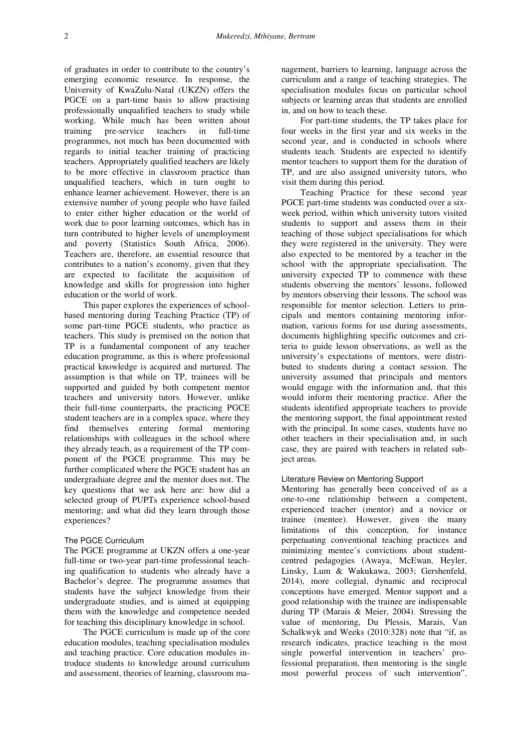of graduates in order to contribute to the country's emerging economic resource. In response, the University of KwaZulu-Natal (UKZN) offers the PGCE on a part-time basis to allow practising professionally unqualified teachers to study while working. While much has been written about training pre-service teachers in full-time programmes, not much has been documented with regards to initial teacher training of practicing teachers. Appropriately qualified teachers are likely to be more effective in classroom practice than unqualified teachers, which in turn ought to enhance learner achievement. However, there is an extensive number of young people who have failed to enter either higher education or the world of work due to poor learning outcomes, which has in turn contributed to higher levels of unemployment and poverty (Statistics South Africa, 2006). Teachers are, therefore, an essential resource that contributes to a nation's economy, given that they are expected to facilitate the acquisition of knowledge and skills for progression into higher education or the world of work.

This paper explores the experiences of school-based mentoring during Teaching Practice (TP) of some part-time PGCE students, who practice as teachers. This study is premised on the notion that TP is a fundamental component of any teacher education programme, as this is where professional practical knowledge is acquired and nurtured. The assumption is that while on TP, trainees will be supported and guided by both competent mentor teachers and university tutors. However, unlike their full-time counterparts, the practicing PGCE student teachers are in a complex space, where they find themselves entering formal mentoring relationships with colleagues in the school where they already teach, as a requirement of the TP component of the PGCE programme. This may be further complicated where the PGCE student has an undergraduate degree and the mentor does not. The key questions that we ask here are: how did a selected group of PUPTs experience school-based mentoring; and what did they learn through those experiences?

## The PGCE Curriculum

The PGCE programme at UKZN offers a one-year full-time or two-year part-time professional teaching qualification to students who already have a Bachelor's degree. The programme assumes that students have the subject knowledge from their undergraduate studies, and is aimed at equipping them with the knowledge and competence needed for teaching this disciplinary knowledge in school.

The PGCE curriculum is made up of the core education modules, teaching specialisation modules and teaching practice. Core education modules introduce students to knowledge around curriculum and assessment, theories of learning, classroom management, barriers to learning, language across the curriculum and a range of teaching strategies. The specialisation modules focus on particular school subjects or learning areas that students are enrolled in, and on how to teach these.

For part-time students, the TP takes place for four weeks in the first year and six weeks in the second year, and is conducted in schools where students teach. Students are expected to identify mentor teachers to support them for the duration of TP, and are also assigned university tutors, who visit them during this period.

Teaching Practice for these second year PGCE part-time students was conducted over a six-week period, within which university tutors visited students to support and assess them in their teaching of those subject specialisations for which they were registered in the university. They were also expected to be mentored by a teacher in the school with the appropriate specialisation. The university expected TP to commence with these students observing the mentors' lessons, followed by mentors observing their lessons. The school was responsible for mentor selection. Letters to principals and mentors containing mentoring information, various forms for use during assessments, documents highlighting specific outcomes and criteria to guide lesson observations, as well as the university's expectations of mentors, were distributed to students during a contact session. The university assumed that principals and mentors would engage with the information and, that this would inform their mentoring practice. After the students identified appropriate teachers to provide the mentoring support, the final appointment rested with the principal. In some cases, students have no other teachers in their specialisation and, in such case, they are paired with teachers in related subject areas.

## Literature Review on Mentoring Support

Mentoring has generally been conceived of as a one-to-one relationship between a competent, experienced teacher (mentor) and a novice or trainee (mentee). However, given the many limitations of this conception, for instance perpetuating conventional teaching practices and minimizing mentee's convictions about student-centred pedagogies (Awaya, McEwan, Heyler, Linsky, Lum & Wakukawa, 2003; Gershenfeld, 2014), more collegial, dynamic and reciprocal conceptions have emerged. Mentor support and a good relationship with the trainee are indispensable during TP (Marais & Meier, 2004). Stressing the value of mentoring, Du Plessis, Marais, Van Schalkwyk and Weeks (2010:328) note that "if, as research indicates, practice teaching is the most single powerful intervention in teachers' professional preparation, then mentoring is the single most powerful process of such intervention".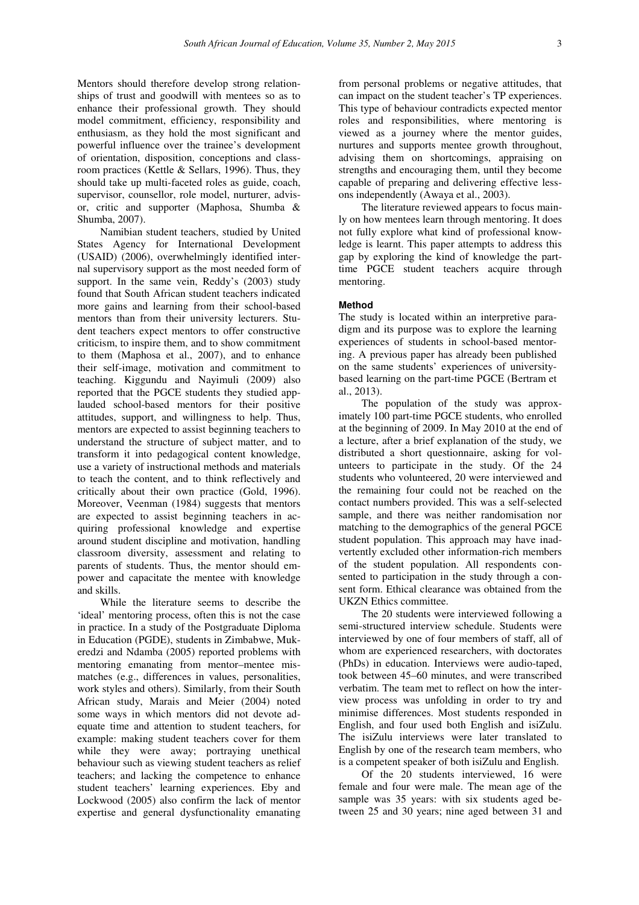Mentors should therefore develop strong relationships of trust and goodwill with mentees so as to enhance their professional growth. They should model commitment, efficiency, responsibility and enthusiasm, as they hold the most significant and powerful influence over the trainee's development of orientation, disposition, conceptions and classroom practices (Kettle & Sellars, 1996). Thus, they should take up multi-faceted roles as guide, coach, supervisor, counsellor, role model, nurturer, advisor, critic and supporter (Maphosa, Shumba & Shumba, 2007).

Namibian student teachers, studied by United States Agency for International Development (USAID) (2006), overwhelmingly identified internal supervisory support as the most needed form of support. In the same vein, Reddy's (2003) study found that South African student teachers indicated more gains and learning from their school-based mentors than from their university lecturers. Student teachers expect mentors to offer constructive criticism, to inspire them, and to show commitment to them (Maphosa et al., 2007), and to enhance their self-image, motivation and commitment to teaching. Kiggundu and Nayimuli (2009) also reported that the PGCE students they studied applauded school-based mentors for their positive attitudes, support, and willingness to help. Thus, mentors are expected to assist beginning teachers to understand the structure of subject matter, and to transform it into pedagogical content knowledge, use a variety of instructional methods and materials to teach the content, and to think reflectively and critically about their own practice (Gold, 1996). Moreover, Veenman (1984) suggests that mentors are expected to assist beginning teachers in acquiring professional knowledge and expertise around student discipline and motivation, handling classroom diversity, assessment and relating to parents of students. Thus, the mentor should empower and capacitate the mentee with knowledge and skills.

While the literature seems to describe the 'ideal' mentoring process, often this is not the case in practice. In a study of the Postgraduate Diploma in Education (PGDE), students in Zimbabwe, Mukeredzi and Ndamba (2005) reported problems with mentoring emanating from mentor–mentee mismatches (e.g., differences in values, personalities, work styles and others). Similarly, from their South African study, Marais and Meier (2004) noted some ways in which mentors did not devote adequate time and attention to student teachers, for example: making student teachers cover for them while they were away; portraying unethical behaviour such as viewing student teachers as relief teachers; and lacking the competence to enhance student teachers' learning experiences. Eby and Lockwood (2005) also confirm the lack of mentor expertise and general dysfunctionality emanating from personal problems or negative attitudes, that can impact on the student teacher's TP experiences. This type of behaviour contradicts expected mentor roles and responsibilities, where mentoring is viewed as a journey where the mentor guides, nurtures and supports mentee growth throughout, advising them on shortcomings, appraising on strengths and encouraging them, until they become capable of preparing and delivering effective lessons independently (Awaya et al., 2003).

The literature reviewed appears to focus mainly on how mentees learn through mentoring. It does not fully explore what kind of professional knowledge is learnt. This paper attempts to address this gap by exploring the kind of knowledge the part-time PGCE student teachers acquire through mentoring.

## Method

The study is located within an interpretive paradigm and its purpose was to explore the learning experiences of students in school-based mentoring. A previous paper has already been published on the same students' experiences of university-based learning on the part-time PGCE (Bertram et al., 2013).

The population of the study was approximately 100 part-time PGCE students, who enrolled at the beginning of 2009. In May 2010 at the end of a lecture, after a brief explanation of the study, we distributed a short questionnaire, asking for volunteers to participate in the study. Of the 24 students who volunteered, 20 were interviewed and the remaining four could not be reached on the contact numbers provided. This was a self-selected sample, and there was neither randomisation nor matching to the demographics of the general PGCE student population. This approach may have inadvertently excluded other information-rich members of the student population. All respondents consented to participation in the study through a consent form. Ethical clearance was obtained from the UKZN Ethics committee.

The 20 students were interviewed following a semi-structured interview schedule. Students were interviewed by one of four members of staff, all of whom are experienced researchers, with doctorates (PhDs) in education. Interviews were audio-taped, took between 45–60 minutes, and were transcribed verbatim. The team met to reflect on how the interview process was unfolding in order to try and minimise differences. Most students responded in English, and four used both English and isiZulu. The isiZulu interviews were later translated to English by one of the research team members, who is a competent speaker of both isiZulu and English.

Of the 20 students interviewed, 16 were female and four were male. The mean age of the sample was 35 years: with six students aged between 25 and 30 years; nine aged between 31 and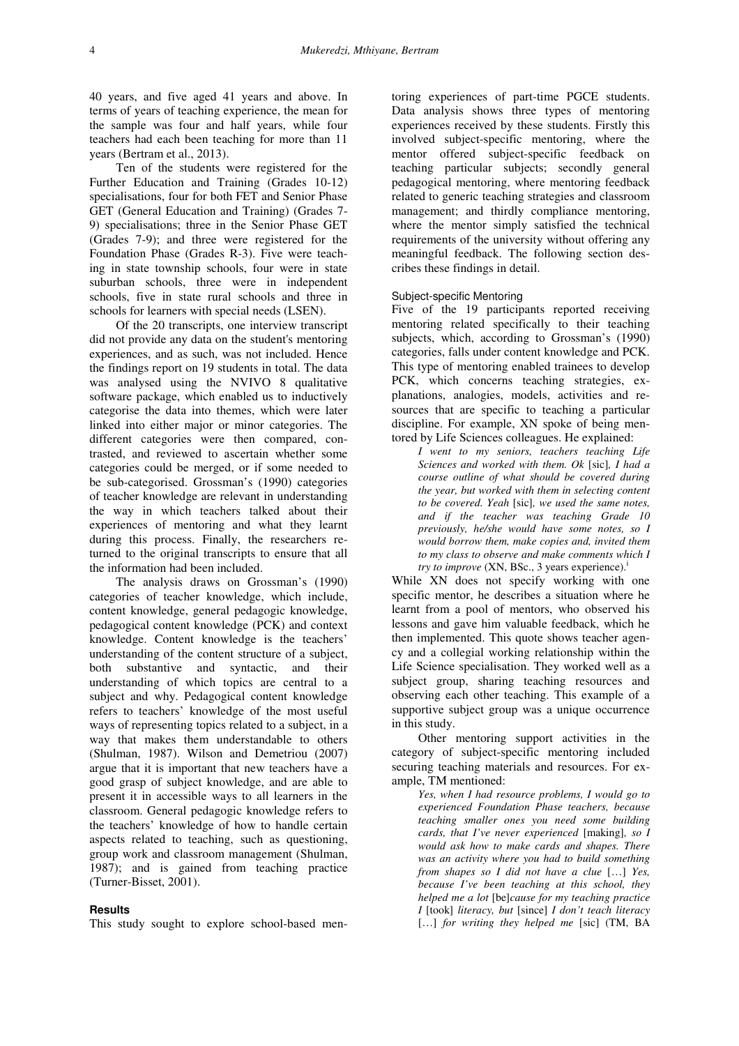40 years, and five aged 41 years and above. In terms of years of teaching experience, the mean for the sample was four and half years, while four teachers had each been teaching for more than 11 years (Bertram et al., 2013).

Ten of the students were registered for the Further Education and Training (Grades 10-12) specialisations, four for both FET and Senior Phase GET (General Education and Training) (Grades 7-9) specialisations; three in the Senior Phase GET (Grades 7-9); and three were registered for the Foundation Phase (Grades R-3). Five were teaching in state township schools, four were in state suburban schools, three were in independent schools, five in state rural schools and three in schools for learners with special needs (LSEN).

Of the 20 transcripts, one interview transcript did not provide any data on the student's mentoring experiences, and as such, was not included. Hence the findings report on 19 students in total. The data was analysed using the NVIVO 8 qualitative software package, which enabled us to inductively categorise the data into themes, which were later linked into either major or minor categories. The different categories were then compared, contrasted, and reviewed to ascertain whether some categories could be merged, or if some needed to be sub-categorised. Grossman's (1990) categories of teacher knowledge are relevant in understanding the way in which teachers talked about their experiences of mentoring and what they learnt during this process. Finally, the researchers returned to the original transcripts to ensure that all the information had been included.

The analysis draws on Grossman's (1990) categories of teacher knowledge, which include, content knowledge, general pedagogic knowledge, pedagogical content knowledge (PCK) and context knowledge. Content knowledge is the teachers' understanding of the content structure of a subject, both substantive and syntactic, and their understanding of which topics are central to a subject and why. Pedagogical content knowledge refers to teachers' knowledge of the most useful ways of representing topics related to a subject, in a way that makes them understandable to others (Shulman, 1987). Wilson and Demetriou (2007) argue that it is important that new teachers have a good grasp of subject knowledge, and are able to present it in accessible ways to all learners in the classroom. General pedagogic knowledge refers to the teachers' knowledge of how to handle certain aspects related to teaching, such as questioning, group work and classroom management (Shulman, 1987); and is gained from teaching practice (Turner-Bisset, 2001).

## Results

This study sought to explore school-based mentoring experiences of part-time PGCE students. Data analysis shows three types of mentoring experiences received by these students. Firstly this involved subject-specific mentoring, where the mentor offered subject-specific feedback on teaching particular subjects; secondly general pedagogical mentoring, where mentoring feedback related to generic teaching strategies and classroom management; and thirdly compliance mentoring, where the mentor simply satisfied the technical requirements of the university without offering any meaningful feedback. The following section describes these findings in detail.

### Subject-specific Mentoring

Five of the 19 participants reported receiving mentoring related specifically to their teaching subjects, which, according to Grossman's (1990) categories, falls under content knowledge and PCK. This type of mentoring enabled trainees to develop PCK, which concerns teaching strategies, explanations, analogies, models, activities and resources that are specific to teaching a particular discipline. For example, XN spoke of being mentored by Life Sciences colleagues. He explained:

> *I went to my seniors, teachers teaching Life Sciences and worked with them. Ok* [sic]*, I had a course outline of what should be covered during the year, but worked with them in selecting content to be covered. Yeah* [sic]*, we used the same notes, and if the teacher was teaching Grade 10 previously, he/she would have some notes, so I would borrow them, make copies and, invited them to my class to observe and make comments which I try to improve* (XN, BSc., 3 years experience).[i]

While XN does not specify working with one specific mentor, he describes a situation where he learnt from a pool of mentors, who observed his lessons and gave him valuable feedback, which he then implemented. This quote shows teacher agency and a collegial working relationship within the Life Science specialisation. They worked well as a subject group, sharing teaching resources and observing each other teaching. This example of a supportive subject group was a unique occurrence in this study.

Other mentoring support activities in the category of subject-specific mentoring included securing teaching materials and resources. For example, TM mentioned:

> *Yes, when I had resource problems, I would go to experienced Foundation Phase teachers, because teaching smaller ones you need some building cards, that I've never experienced* [making]*, so I would ask how to make cards and shapes. There was an activity where you had to build something from shapes so I did not have a clue* […] *Yes, because I've been teaching at this school, they helped me a lot* [be]*cause for my teaching practice I* [took] *literacy, but* [since] *I don't teach literacy* […] *for writing they helped me* [sic] (TM, BA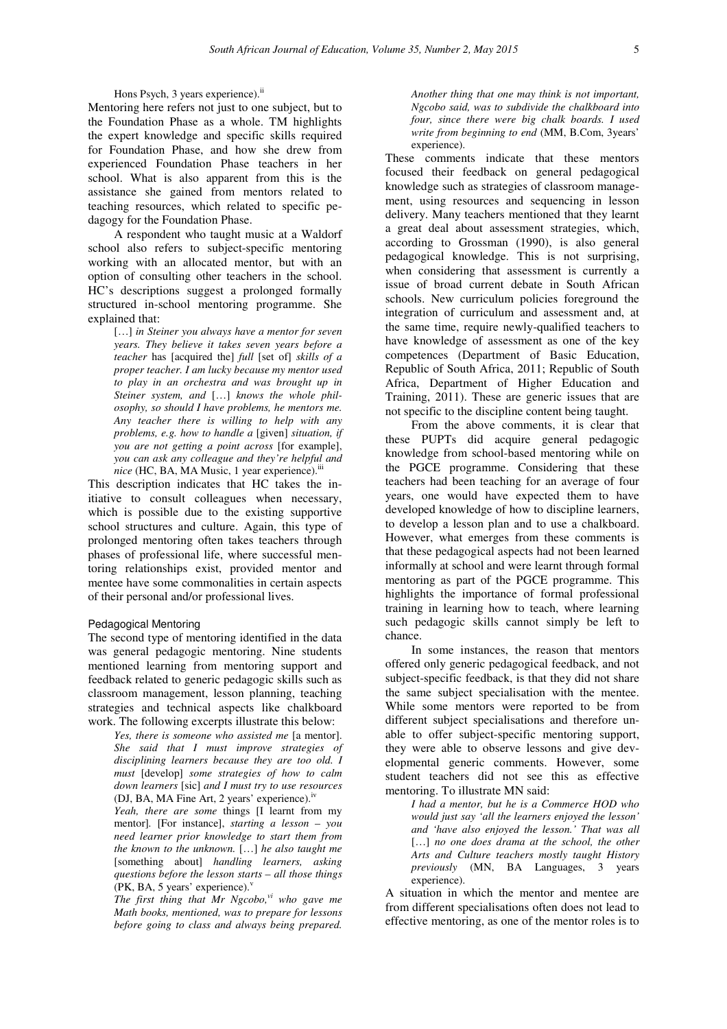Hons Psych, 3 years experience).[ii]

Mentoring here refers not just to one subject, but to the Foundation Phase as a whole. TM highlights the expert knowledge and specific skills required for Foundation Phase, and how she drew from experienced Foundation Phase teachers in her school. What is also apparent from this is the assistance she gained from mentors related to teaching resources, which related to specific pedagogy for the Foundation Phase.

A respondent who taught music at a Waldorf school also refers to subject-specific mentoring working with an allocated mentor, but with an option of consulting other teachers in the school. HC's descriptions suggest a prolonged formally structured in-school mentoring programme. She explained that:

> […] *in Steiner you always have a mentor for seven years. They believe it takes seven years before a teacher* has [acquired the] *full* [set of] *skills of a proper teacher. I am lucky because my mentor used to play in an orchestra and was brought up in Steiner system, and* […] *knows the whole philosophy, so should I have problems, he mentors me. Any teacher there is willing to help with any problems, e.g. how to handle a* [given] *situation, if you are not getting a point across* [for example], *you can ask any colleague and they're helpful and nice* (HC, BA, MA Music, 1 year experience).[iii]

This description indicates that HC takes the initiative to consult colleagues when necessary, which is possible due to the existing supportive school structures and culture. Again, this type of prolonged mentoring often takes teachers through phases of professional life, where successful mentoring relationships exist, provided mentor and mentee have some commonalities in certain aspects of their personal and/or professional lives.

### Pedagogical Mentoring

The second type of mentoring identified in the data was general pedagogic mentoring. Nine students mentioned learning from mentoring support and feedback related to generic pedagogic skills such as classroom management, lesson planning, teaching strategies and technical aspects like chalkboard work. The following excerpts illustrate this below:

> *Yes, there is someone who assisted me* [a mentor]. *She said that I must improve strategies of disciplining learners because they are too old. I must* [develop] *some strategies of how to calm down learners* [sic] *and I must try to use resources* (DJ, BA, MA Fine Art, 2 years' experience).[iv]
>
> *Yeah, there are some* things [I learnt from my mentor]. [For instance], *starting a lesson – you need learner prior knowledge to start them from the known to the unknown.* […] *he also taught me* [something about] *handling learners, asking questions before the lesson starts – all those things* (PK, BA, 5 years' experience).[v]
>
> *The first thing that Mr Ngcobo,[vi] who gave me Math books, mentioned, was to prepare for lessons before going to class and always being prepared. Another thing that one may think is not important, Ngcobo said, was to subdivide the chalkboard into four, since there were big chalk boards. I used write from beginning to end* (MM, B.Com, 3years' experience).

These comments indicate that these mentors focused their feedback on general pedagogical knowledge such as strategies of classroom management, using resources and sequencing in lesson delivery. Many teachers mentioned that they learnt a great deal about assessment strategies, which, according to Grossman (1990), is also general pedagogical knowledge. This is not surprising, when considering that assessment is currently a issue of broad current debate in South African schools. New curriculum policies foreground the integration of curriculum and assessment and, at the same time, require newly-qualified teachers to have knowledge of assessment as one of the key competences (Department of Basic Education, Republic of South Africa, 2011; Republic of South Africa, Department of Higher Education and Training, 2011). These are generic issues that are not specific to the discipline content being taught.

From the above comments, it is clear that these PUPTs did acquire general pedagogic knowledge from school-based mentoring while on the PGCE programme. Considering that these teachers had been teaching for an average of four years, one would have expected them to have developed knowledge of how to discipline learners, to develop a lesson plan and to use a chalkboard. However, what emerges from these comments is that these pedagogical aspects had not been learned informally at school and were learnt through formal mentoring as part of the PGCE programme. This highlights the importance of formal professional training in learning how to teach, where learning such pedagogic skills cannot simply be left to chance.

In some instances, the reason that mentors offered only generic pedagogical feedback, and not subject-specific feedback, is that they did not share the same subject specialisation with the mentee. While some mentors were reported to be from different subject specialisations and therefore unable to offer subject-specific mentoring support, they were able to observe lessons and give developmental generic comments. However, some student teachers did not see this as effective mentoring. To illustrate MN said:

> *I had a mentor, but he is a Commerce HOD who would just say 'all the learners enjoyed the lesson' and 'have also enjoyed the lesson.' That was all* […] *no one does drama at the school, the other Arts and Culture teachers mostly taught History previously* (MN, BA Languages, 3 years experience).

A situation in which the mentor and mentee are from different specialisations often does not lead to effective mentoring, as one of the mentor roles is to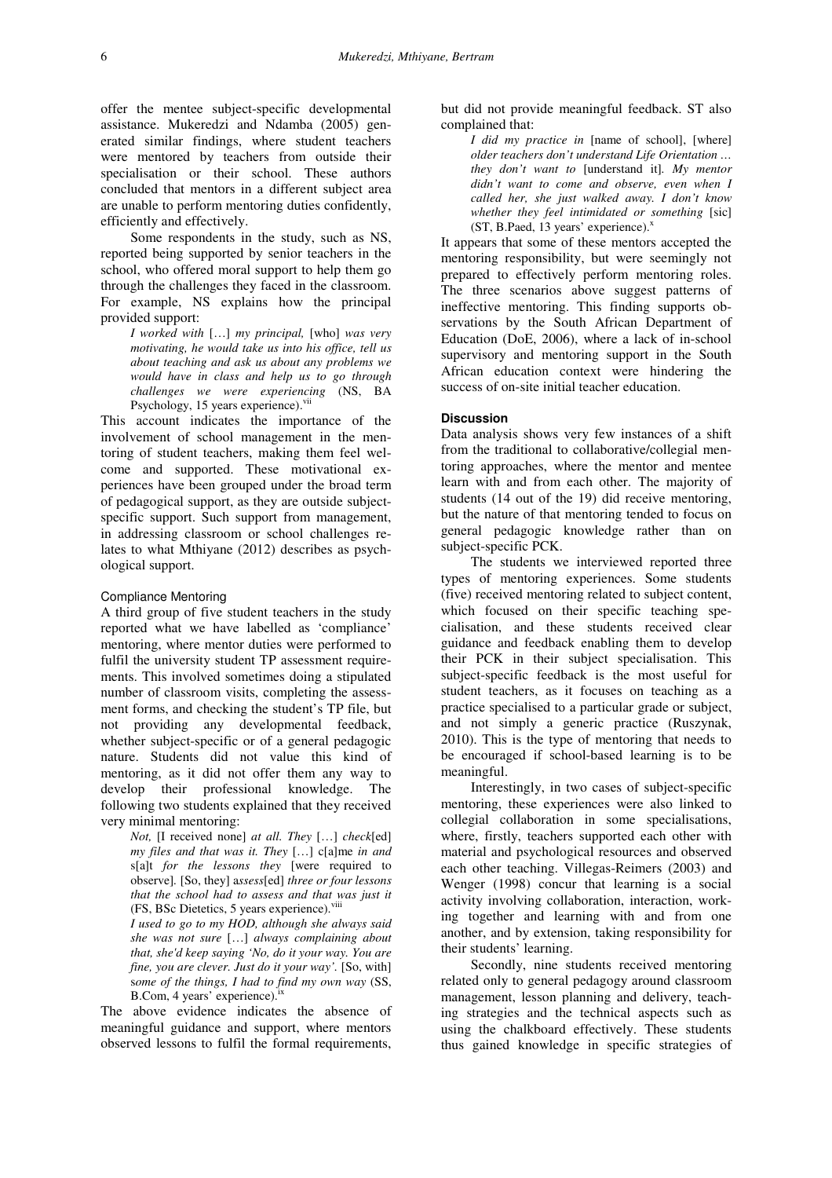offer the mentee subject-specific developmental assistance. Mukeredzi and Ndamba (2005) generated similar findings, where student teachers were mentored by teachers from outside their specialisation or their school. These authors concluded that mentors in a different subject area are unable to perform mentoring duties confidently, efficiently and effectively.

Some respondents in the study, such as NS, reported being supported by senior teachers in the school, who offered moral support to help them go through the challenges they faced in the classroom. For example, NS explains how the principal provided support:

> *I worked with* […] *my principal,* [who] *was very motivating, he would take us into his office, tell us about teaching and ask us about any problems we would have in class and help us to go through challenges we were experiencing* (NS, BA Psychology, 15 years experience).[vii]

This account indicates the importance of the involvement of school management in the mentoring of student teachers, making them feel welcome and supported. These motivational experiences have been grouped under the broad term of pedagogical support, as they are outside subject-specific support. Such support from management, in addressing classroom or school challenges relates to what Mthiyane (2012) describes as psychological support.

### Compliance Mentoring

A third group of five student teachers in the study reported what we have labelled as 'compliance' mentoring, where mentor duties were performed to fulfil the university student TP assessment requirements. This involved sometimes doing a stipulated number of classroom visits, completing the assessment forms, and checking the student's TP file, but not providing any developmental feedback, whether subject-specific or of a general pedagogic nature. Students did not value this kind of mentoring, as it did not offer them any way to develop their professional knowledge. The following two students explained that they received very minimal mentoring:

> *Not,* [I received none] *at all. They* […] *check*[ed] *my files and that was it. They* […] c[a]me *in and* s[a]t *for the lessons they* [were required to observe]. [So, they] a*ssess*[ed] *three or four lessons that the school had to assess and that was just it* (FS, BSc Dietetics, 5 years experience).[viii]
>
> *I used to go to my HOD, although she always said she was not sure* […] *always complaining about that, she'd keep saying 'No, do it your way. You are fine, you are clever. Just do it your way'.* [So, with] s*ome of the things, I had to find my own way* (SS, B.Com, 4 years' experience).[ix]

The above evidence indicates the absence of meaningful guidance and support, where mentors observed lessons to fulfil the formal requirements, but did not provide meaningful feedback. ST also complained that:

> *I did my practice in* [name of school], [where] *older teachers don't understand Life Orientation … they don't want to* [understand it]*. My mentor didn't want to come and observe, even when I called her, she just walked away. I don't know whether they feel intimidated or something* [sic] (ST, B.Paed, 13 years' experience).[x]

It appears that some of these mentors accepted the mentoring responsibility, but were seemingly not prepared to effectively perform mentoring roles. The three scenarios above suggest patterns of ineffective mentoring. This finding supports observations by the South African Department of Education (DoE, 2006), where a lack of in-school supervisory and mentoring support in the South African education context were hindering the success of on-site initial teacher education.

## Discussion

Data analysis shows very few instances of a shift from the traditional to collaborative/collegial mentoring approaches, where the mentor and mentee learn with and from each other. The majority of students (14 out of the 19) did receive mentoring, but the nature of that mentoring tended to focus on general pedagogic knowledge rather than on subject-specific PCK.

The students we interviewed reported three types of mentoring experiences. Some students (five) received mentoring related to subject content, which focused on their specific teaching specialisation, and these students received clear guidance and feedback enabling them to develop their PCK in their subject specialisation. This subject-specific feedback is the most useful for student teachers, as it focuses on teaching as a practice specialised to a particular grade or subject, and not simply a generic practice (Ruszynak, 2010). This is the type of mentoring that needs to be encouraged if school-based learning is to be meaningful.

Interestingly, in two cases of subject-specific mentoring, these experiences were also linked to collegial collaboration in some specialisations, where, firstly, teachers supported each other with material and psychological resources and observed each other teaching. Villegas-Reimers (2003) and Wenger (1998) concur that learning is a social activity involving collaboration, interaction, working together and learning with and from one another, and by extension, taking responsibility for their students' learning.

Secondly, nine students received mentoring related only to general pedagogy around classroom management, lesson planning and delivery, teaching strategies and the technical aspects such as using the chalkboard effectively. These students thus gained knowledge in specific strategies of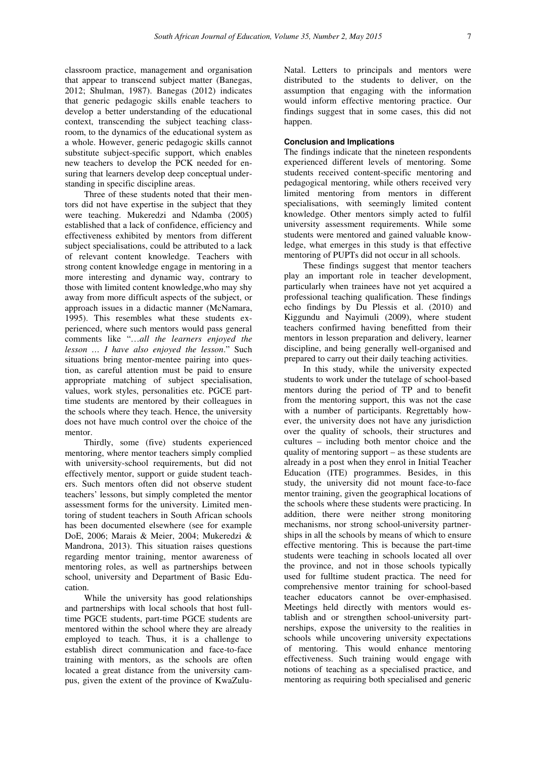classroom practice, management and organisation that appear to transcend subject matter (Banegas, 2012; Shulman, 1987). Banegas (2012) indicates that generic pedagogic skills enable teachers to develop a better understanding of the educational context, transcending the subject teaching classroom, to the dynamics of the educational system as a whole. However, generic pedagogic skills cannot substitute subject-specific support, which enables new teachers to develop the PCK needed for ensuring that learners develop deep conceptual understanding in specific discipline areas.

Three of these students noted that their mentors did not have expertise in the subject that they were teaching. Mukeredzi and Ndamba (2005) established that a lack of confidence, efficiency and effectiveness exhibited by mentors from different subject specialisations, could be attributed to a lack of relevant content knowledge. Teachers with strong content knowledge engage in mentoring in a more interesting and dynamic way, contrary to those with limited content knowledge,who may shy away from more difficult aspects of the subject, or approach issues in a didactic manner (McNamara, 1995). This resembles what these students experienced, where such mentors would pass general comments like "*…all the learners enjoyed the lesson … I have also enjoyed the lesson*." Such situations bring mentor-mentee pairing into question, as careful attention must be paid to ensure appropriate matching of subject specialisation, values, work styles, personalities etc. PGCE part-time students are mentored by their colleagues in the schools where they teach. Hence, the university does not have much control over the choice of the mentor.

Thirdly, some (five) students experienced mentoring, where mentor teachers simply complied with university-school requirements, but did not effectively mentor, support or guide student teachers. Such mentors often did not observe student teachers' lessons, but simply completed the mentor assessment forms for the university. Limited mentoring of student teachers in South African schools has been documented elsewhere (see for example DoE, 2006; Marais & Meier, 2004; Mukeredzi & Mandrona, 2013). This situation raises questions regarding mentor training, mentor awareness of mentoring roles, as well as partnerships between school, university and Department of Basic Education.

While the university has good relationships and partnerships with local schools that host full-time PGCE students, part-time PGCE students are mentored within the school where they are already employed to teach. Thus, it is a challenge to establish direct communication and face-to-face training with mentors, as the schools are often located a great distance from the university campus, given the extent of the province of KwaZulu-Natal. Letters to principals and mentors were distributed to the students to deliver, on the assumption that engaging with the information would inform effective mentoring practice. Our findings suggest that in some cases, this did not happen.

#### Conclusion and Implications

The findings indicate that the nineteen respondents experienced different levels of mentoring. Some students received content-specific mentoring and pedagogical mentoring, while others received very limited mentoring from mentors in different specialisations, with seemingly limited content knowledge. Other mentors simply acted to fulfil university assessment requirements. While some students were mentored and gained valuable knowledge, what emerges in this study is that effective mentoring of PUPTs did not occur in all schools.

These findings suggest that mentor teachers play an important role in teacher development, particularly when trainees have not yet acquired a professional teaching qualification. These findings echo findings by Du Plessis et al. (2010) and Kiggundu and Nayimuli (2009), where student teachers confirmed having benefitted from their mentors in lesson preparation and delivery, learner discipline, and being generally well-organised and prepared to carry out their daily teaching activities.

In this study, while the university expected students to work under the tutelage of school-based mentors during the period of TP and to benefit from the mentoring support, this was not the case with a number of participants. Regrettably however, the university does not have any jurisdiction over the quality of schools, their structures and cultures – including both mentor choice and the quality of mentoring support – as these students are already in a post when they enrol in Initial Teacher Education (ITE) programmes. Besides, in this study, the university did not mount face-to-face mentor training, given the geographical locations of the schools where these students were practicing. In addition, there were neither strong monitoring mechanisms, nor strong school-university partnerships in all the schools by means of which to ensure effective mentoring. This is because the part-time students were teaching in schools located all over the province, and not in those schools typically used for fulltime student practica. The need for comprehensive mentor training for school-based teacher educators cannot be over-emphasised. Meetings held directly with mentors would establish and or strengthen school-university partnerships, expose the university to the realities in schools while uncovering university expectations of mentoring. This would enhance mentoring effectiveness. Such training would engage with notions of teaching as a specialised practice, and mentoring as requiring both specialised and generic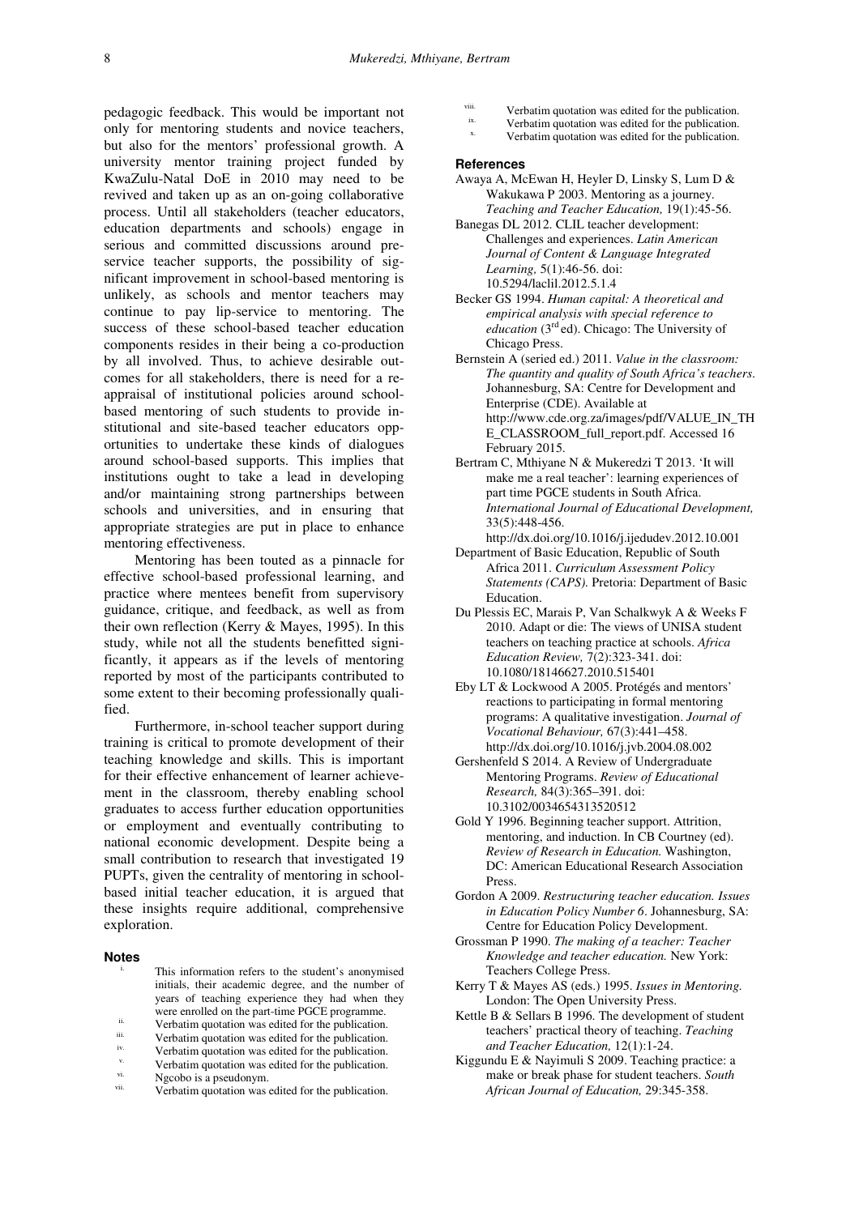pedagogic feedback. This would be important not only for mentoring students and novice teachers, but also for the mentors' professional growth. A university mentor training project funded by KwaZulu-Natal DoE in 2010 may need to be revived and taken up as an on-going collaborative process. Until all stakeholders (teacher educators, education departments and schools) engage in serious and committed discussions around pre-service teacher supports, the possibility of significant improvement in school-based mentoring is unlikely, as schools and mentor teachers may continue to pay lip-service to mentoring. The success of these school-based teacher education components resides in their being a co-production by all involved. Thus, to achieve desirable outcomes for all stakeholders, there is need for a re-appraisal of institutional policies around school-based mentoring of such students to provide institutional and site-based teacher educators opportunities to undertake these kinds of dialogues around school-based supports. This implies that institutions ought to take a lead in developing and/or maintaining strong partnerships between schools and universities, and in ensuring that appropriate strategies are put in place to enhance mentoring effectiveness.

Mentoring has been touted as a pinnacle for effective school-based professional learning, and practice where mentees benefit from supervisory guidance, critique, and feedback, as well as from their own reflection (Kerry & Mayes, 1995). In this study, while not all the students benefitted significantly, it appears as if the levels of mentoring reported by most of the participants contributed to some extent to their becoming professionally qualified.

Furthermore, in-school teacher support during training is critical to promote development of their teaching knowledge and skills. This is important for their effective enhancement of learner achievement in the classroom, thereby enabling school graduates to access further education opportunities or employment and eventually contributing to national economic development. Despite being a small contribution to research that investigated 19 PUPTs, given the centrality of mentoring in school-based initial teacher education, it is argued that these insights require additional, comprehensive exploration.

## Notes

i. This information refers to the student's anonymised initials, their academic degree, and the number of years of teaching experience they had when they were enrolled on the part-time PGCE programme.
ii. Verbatim quotation was edited for the publication.
iii. Verbatim quotation was edited for the publication.
iv. Verbatim quotation was edited for the publication.
v. Verbatim quotation was edited for the publication.
vi. Ngcobo is a pseudonym.
vii. Verbatim quotation was edited for the publication.
viii. Verbatim quotation was edited for the publication.
ix. Verbatim quotation was edited for the publication.
x. Verbatim quotation was edited for the publication.

## References

Awaya A, McEwan H, Heyler D, Linsky S, Lum D & Wakukawa P 2003. Mentoring as a journey. *Teaching and Teacher Education,* 19(1):45-56.

Banegas DL 2012. CLIL teacher development: Challenges and experiences. *Latin American Journal of Content & Language Integrated Learning,* 5(1):46-56. doi: 10.5294/laclil.2012.5.1.4

Becker GS 1994. *Human capital: A theoretical and empirical analysis with special reference to education* (3rd ed). Chicago: The University of Chicago Press.

Bernstein A (seried ed.) 2011. *Value in the classroom: The quantity and quality of South Africa's teachers*. Johannesburg, SA: Centre for Development and Enterprise (CDE). Available at http://www.cde.org.za/images/pdf/VALUE_IN_THE_CLASSROOM_full_report.pdf. Accessed 16 February 2015.

Bertram C, Mthiyane N & Mukeredzi T 2013. 'It will make me a real teacher': learning experiences of part time PGCE students in South Africa. *International Journal of Educational Development,* 33(5):448-456. http://dx.doi.org/10.1016/j.ijedudev.2012.10.001

Department of Basic Education, Republic of South Africa 2011. *Curriculum Assessment Policy Statements (CAPS).* Pretoria: Department of Basic Education.

Du Plessis EC, Marais P, Van Schalkwyk A & Weeks F 2010. Adapt or die: The views of UNISA student teachers on teaching practice at schools. *Africa Education Review,* 7(2):323-341. doi: 10.1080/18146627.2010.515401

Eby LT & Lockwood A 2005. Protégés and mentors' reactions to participating in formal mentoring programs: A qualitative investigation. *Journal of Vocational Behaviour,* 67(3):441–458. http://dx.doi.org/10.1016/j.jvb.2004.08.002

Gershenfeld S 2014. A Review of Undergraduate Mentoring Programs. *Review of Educational Research,* 84(3):365–391. doi: 10.3102/0034654313520512

Gold Y 1996. Beginning teacher support. Attrition, mentoring, and induction. In CB Courtney (ed). *Review of Research in Education.* Washington, DC: American Educational Research Association Press.

Gordon A 2009. *Restructuring teacher education. Issues in Education Policy Number 6*. Johannesburg, SA: Centre for Education Policy Development.

Grossman P 1990. *The making of a teacher: Teacher Knowledge and teacher education.* New York: Teachers College Press.

Kerry T & Mayes AS (eds.) 1995. *Issues in Mentoring.* London: The Open University Press.

Kettle B & Sellars B 1996. The development of student teachers' practical theory of teaching. *Teaching and Teacher Education,* 12(1):1-24.

Kiggundu E & Nayimuli S 2009. Teaching practice: a make or break phase for student teachers. *South African Journal of Education,* 29:345-358.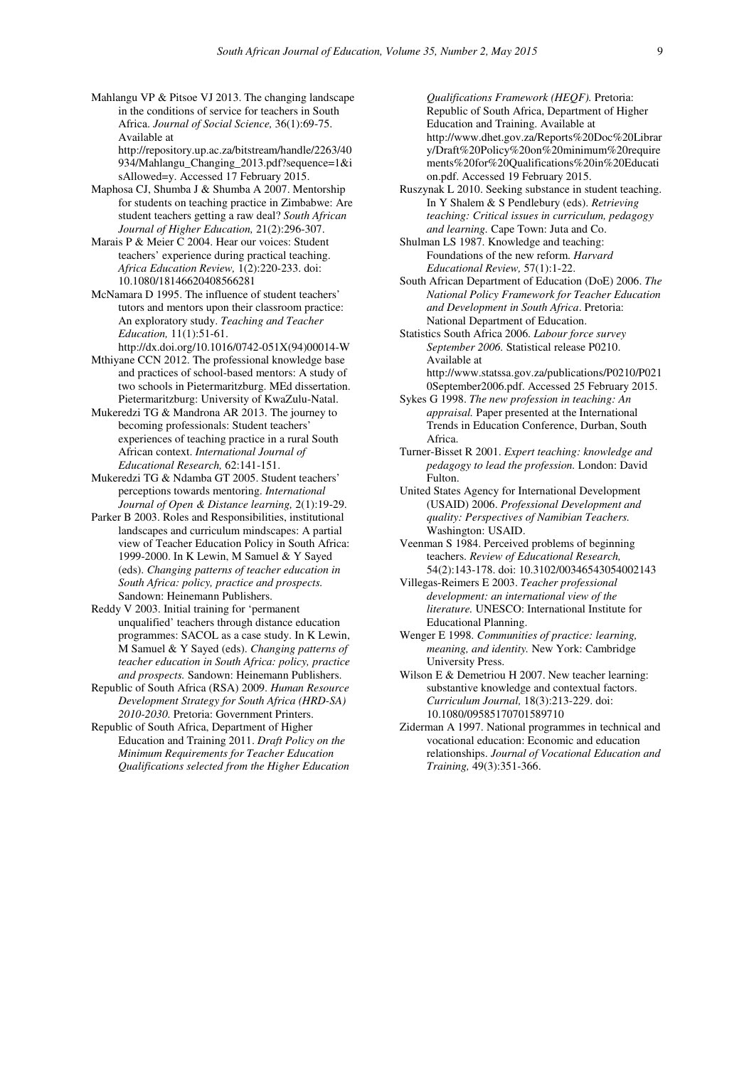Mahlangu VP & Pitsoe VJ 2013. The changing landscape in the conditions of service for teachers in South Africa. *Journal of Social Science,* 36(1):69-75. Available at http://repository.up.ac.za/bitstream/handle/2263/40934/Mahlangu_Changing_2013.pdf?sequence=1&isAllowed=y. Accessed 17 February 2015.

Maphosa CJ, Shumba J & Shumba A 2007. Mentorship for students on teaching practice in Zimbabwe: Are student teachers getting a raw deal? *South African Journal of Higher Education,* 21(2):296-307.

Marais P & Meier C 2004. Hear our voices: Student teachers' experience during practical teaching. *Africa Education Review,* 1(2):220-233. doi: 10.1080/18146620408566281

McNamara D 1995. The influence of student teachers' tutors and mentors upon their classroom practice: An exploratory study. *Teaching and Teacher Education,* 11(1):51-61. http://dx.doi.org/10.1016/0742-051X(94)00014-W

Mthiyane CCN 2012. The professional knowledge base and practices of school-based mentors: A study of two schools in Pietermaritzburg. MEd dissertation. Pietermaritzburg: University of KwaZulu-Natal.

Mukeredzi TG & Mandrona AR 2013. The journey to becoming professionals: Student teachers' experiences of teaching practice in a rural South African context. *International Journal of Educational Research,* 62:141-151.

Mukeredzi TG & Ndamba GT 2005. Student teachers' perceptions towards mentoring. *International Journal of Open & Distance learning,* 2(1):19-29.

Parker B 2003. Roles and Responsibilities, institutional landscapes and curriculum mindscapes: A partial view of Teacher Education Policy in South Africa: 1999-2000. In K Lewin, M Samuel & Y Sayed (eds). *Changing patterns of teacher education in South Africa: policy, practice and prospects.* Sandown: Heinemann Publishers.

Reddy V 2003. Initial training for 'permanent unqualified' teachers through distance education programmes: SACOL as a case study. In K Lewin, M Samuel & Y Sayed (eds). *Changing patterns of teacher education in South Africa: policy, practice and prospects.* Sandown: Heinemann Publishers.

Republic of South Africa (RSA) 2009. *Human Resource Development Strategy for South Africa (HRD-SA) 2010-2030.* Pretoria: Government Printers.

Republic of South Africa, Department of Higher Education and Training 2011. *Draft Policy on the Minimum Requirements for Teacher Education Qualifications selected from the Higher Education Qualifications Framework (HEQF).* Pretoria: Republic of South Africa, Department of Higher Education and Training. Available at http://www.dhet.gov.za/Reports%20Doc%20Library/Draft%20Policy%20on%20minimum%20requirements%20for%20Qualifications%20in%20Education.pdf. Accessed 19 February 2015.

Ruszynak L 2010. Seeking substance in student teaching. In Y Shalem & S Pendlebury (eds). *Retrieving teaching: Critical issues in curriculum, pedagogy and learning.* Cape Town: Juta and Co.

Shulman LS 1987. Knowledge and teaching: Foundations of the new reform. *Harvard Educational Review,* 57(1):1-22.

South African Department of Education (DoE) 2006. *The National Policy Framework for Teacher Education and Development in South Africa*. Pretoria: National Department of Education.

Statistics South Africa 2006. *Labour force survey September 2006.* Statistical release P0210. Available at http://www.statssa.gov.za/publications/P0210/P0210September2006.pdf. Accessed 25 February 2015.

Sykes G 1998. *The new profession in teaching: An appraisal.* Paper presented at the International Trends in Education Conference, Durban, South Africa.

Turner-Bisset R 2001. *Expert teaching: knowledge and pedagogy to lead the profession.* London: David Fulton.

United States Agency for International Development (USAID) 2006. *Professional Development and quality: Perspectives of Namibian Teachers.* Washington: USAID.

Veenman S 1984. Perceived problems of beginning teachers. *Review of Educational Research,* 54(2):143-178. doi: 10.3102/00346543054002143

Villegas-Reimers E 2003. *Teacher professional development: an international view of the literature.* UNESCO: International Institute for Educational Planning.

Wenger E 1998. *Communities of practice: learning, meaning, and identity.* New York: Cambridge University Press.

Wilson E & Demetriou H 2007. New teacher learning: substantive knowledge and contextual factors. *Curriculum Journal,* 18(3):213-229. doi: 10.1080/09585170701589710

Ziderman A 1997. National programmes in technical and vocational education: Economic and education relationships. *Journal of Vocational Education and Training,* 49(3):351-366.